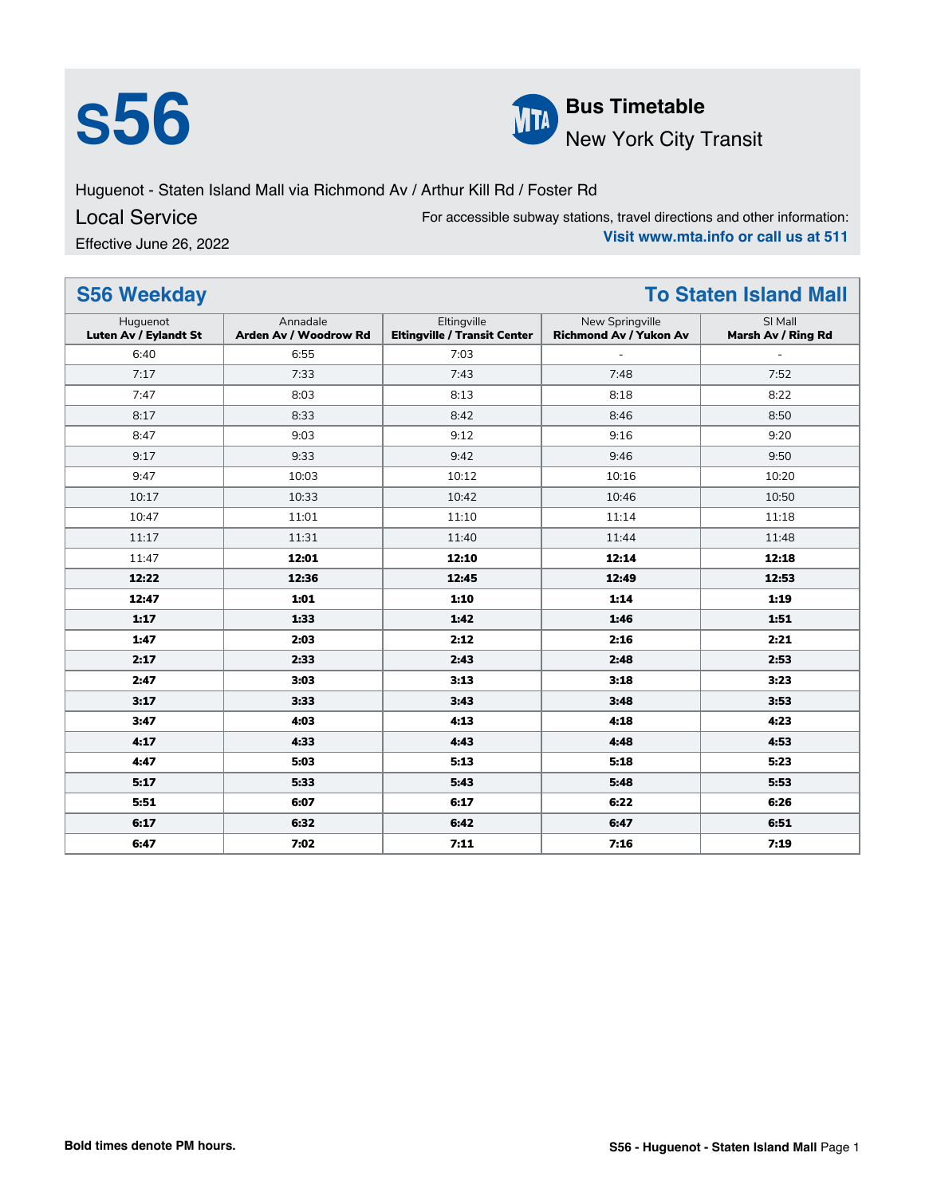# s56

**Bus Timetable**
New York City Transit

Huguenot - Staten Island Mall via Richmond Av / Arthur Kill Rd / Foster Rd

Local Service

Effective June 26, 2022

For accessible subway stations, travel directions and other information:
**Visit www.mta.info or call us at 511**

## S56 Weekday — To Staten Island Mall

| Huguenot **Luten Av / Eylandt St** | Annadale **Arden Av / Woodrow Rd** | Eltingville **Eltingville / Transit Center** | New Springville **Richmond Av / Yukon Av** | SI Mall **Marsh Av / Ring Rd** |
|---|---|---|---|---|
| 6:40 | 6:55 | 7:03 | - | - |
| 7:17 | 7:33 | 7:43 | 7:48 | 7:52 |
| 7:47 | 8:03 | 8:13 | 8:18 | 8:22 |
| 8:17 | 8:33 | 8:42 | 8:46 | 8:50 |
| 8:47 | 9:03 | 9:12 | 9:16 | 9:20 |
| 9:17 | 9:33 | 9:42 | 9:46 | 9:50 |
| 9:47 | 10:03 | 10:12 | 10:16 | 10:20 |
| 10:17 | 10:33 | 10:42 | 10:46 | 10:50 |
| 10:47 | 11:01 | 11:10 | 11:14 | 11:18 |
| 11:17 | 11:31 | 11:40 | 11:44 | 11:48 |
| 11:47 | **12:01** | **12:10** | **12:14** | **12:18** |
| **12:22** | **12:36** | **12:45** | **12:49** | **12:53** |
| **12:47** | **1:01** | **1:10** | **1:14** | **1:19** |
| **1:17** | **1:33** | **1:42** | **1:46** | **1:51** |
| **1:47** | **2:03** | **2:12** | **2:16** | **2:21** |
| **2:17** | **2:33** | **2:43** | **2:48** | **2:53** |
| **2:47** | **3:03** | **3:13** | **3:18** | **3:23** |
| **3:17** | **3:33** | **3:43** | **3:48** | **3:53** |
| **3:47** | **4:03** | **4:13** | **4:18** | **4:23** |
| **4:17** | **4:33** | **4:43** | **4:48** | **4:53** |
| **4:47** | **5:03** | **5:13** | **5:18** | **5:23** |
| **5:17** | **5:33** | **5:43** | **5:48** | **5:53** |
| **5:51** | **6:07** | **6:17** | **6:22** | **6:26** |
| **6:17** | **6:32** | **6:42** | **6:47** | **6:51** |
| **6:47** | **7:02** | **7:11** | **7:16** | **7:19** |

**Bold times denote PM hours.**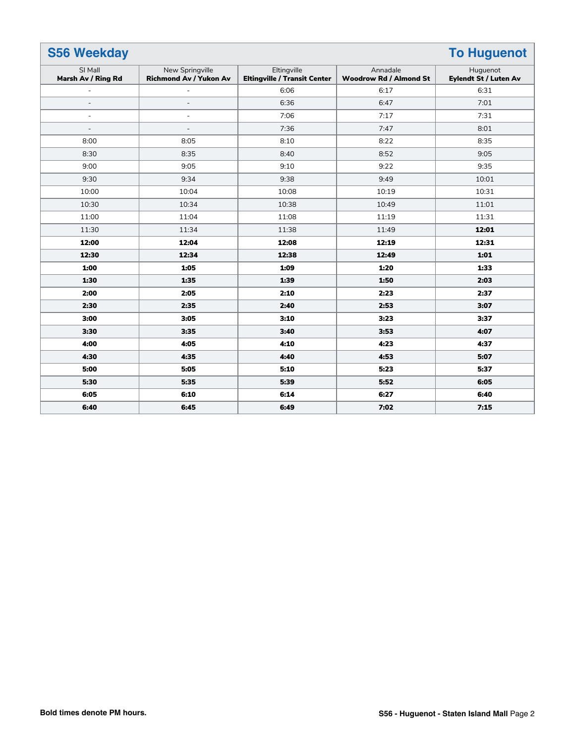## S56 Weekday — To Huguenot

| SI Mall<br>**Marsh Av / Ring Rd** | New Springville<br>**Richmond Av / Yukon Av** | Eltingville<br>**Eltingville / Transit Center** | Annadale<br>**Woodrow Rd / Almond St** | Huguenot<br>**Eylendt St / Luten Av** |
|---|---|---|---|---|
| - | - | 6:06 | 6:17 | 6:31 |
| - | - | 6:36 | 6:47 | 7:01 |
| - | - | 7:06 | 7:17 | 7:31 |
| - | - | 7:36 | 7:47 | 8:01 |
| 8:00 | 8:05 | 8:10 | 8:22 | 8:35 |
| 8:30 | 8:35 | 8:40 | 8:52 | 9:05 |
| 9:00 | 9:05 | 9:10 | 9:22 | 9:35 |
| 9:30 | 9:34 | 9:38 | 9:49 | 10:01 |
| 10:00 | 10:04 | 10:08 | 10:19 | 10:31 |
| 10:30 | 10:34 | 10:38 | 10:49 | 11:01 |
| 11:00 | 11:04 | 11:08 | 11:19 | 11:31 |
| 11:30 | 11:34 | 11:38 | 11:49 | **12:01** |
| **12:00** | **12:04** | **12:08** | **12:19** | **12:31** |
| **12:30** | **12:34** | **12:38** | **12:49** | **1:01** |
| **1:00** | **1:05** | **1:09** | **1:20** | **1:33** |
| **1:30** | **1:35** | **1:39** | **1:50** | **2:03** |
| **2:00** | **2:05** | **2:10** | **2:23** | **2:37** |
| **2:30** | **2:35** | **2:40** | **2:53** | **3:07** |
| **3:00** | **3:05** | **3:10** | **3:23** | **3:37** |
| **3:30** | **3:35** | **3:40** | **3:53** | **4:07** |
| **4:00** | **4:05** | **4:10** | **4:23** | **4:37** |
| **4:30** | **4:35** | **4:40** | **4:53** | **5:07** |
| **5:00** | **5:05** | **5:10** | **5:23** | **5:37** |
| **5:30** | **5:35** | **5:39** | **5:52** | **6:05** |
| **6:05** | **6:10** | **6:14** | **6:27** | **6:40** |
| **6:40** | **6:45** | **6:49** | **7:02** | **7:15** |

**Bold times denote PM hours.**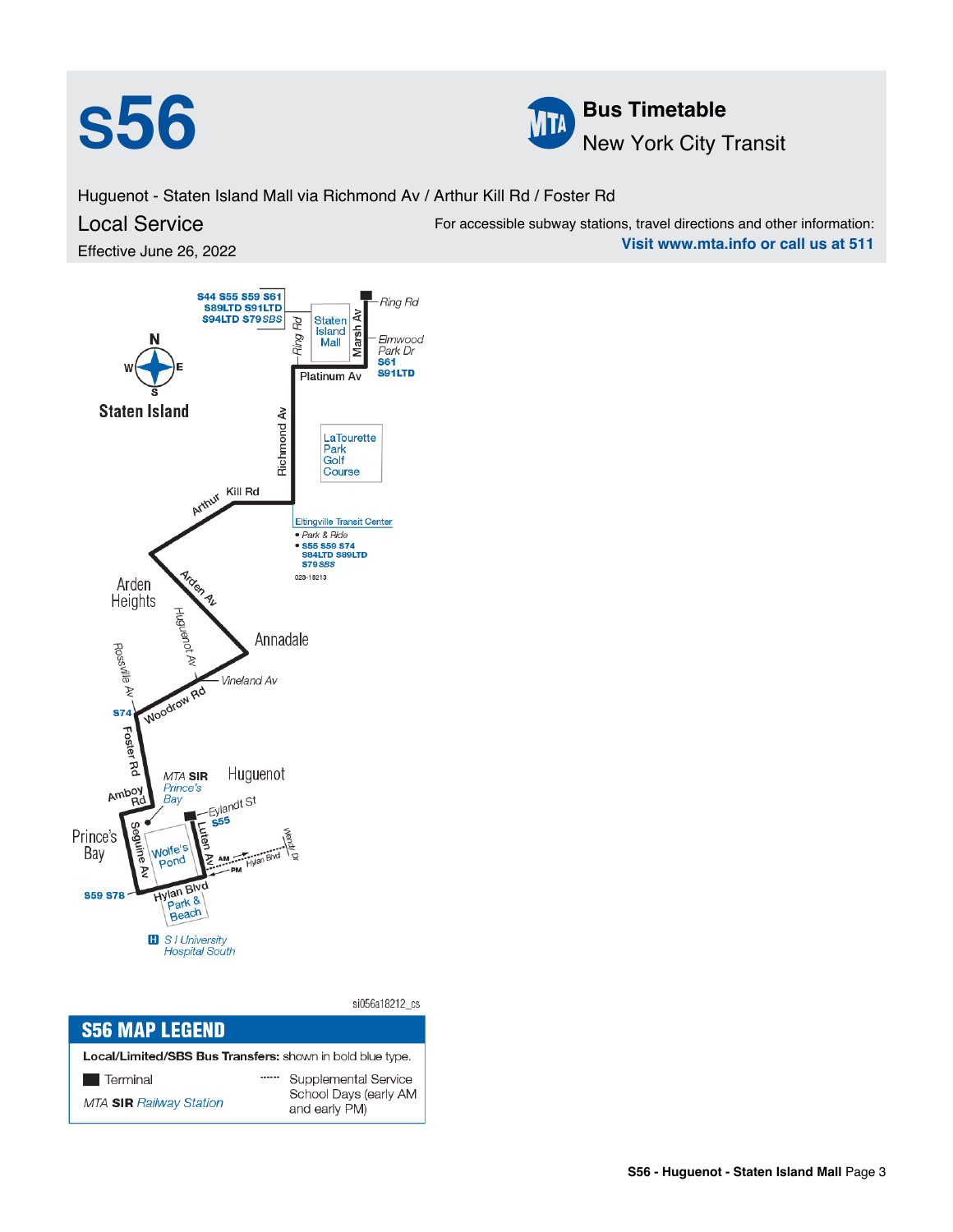# S56

**Bus Timetable**
New York City Transit

Huguenot - Staten Island Mall via Richmond Av / Arthur Kill Rd / Foster Rd

## Local Service

Effective June 26, 2022

For accessible subway stations, travel directions and other information:
**Visit www.mta.info or call us at 511**

**S44 S55 S59 S61 S89LTD S91LTD S94LTD S79** *SBS*

Ring Rd

Staten Island Mall

Marsh Av

Elmwood Park Dr **S61 S91LTD**

Platinum Av

Richmond Av

LaTourette Park Golf Course

Arthur Kill Rd

Eltingville Transit Center
- *Park & Ride*
- **S55 S59 S74 S84LTD S89LTD S79** *SBS*

023-18213

Staten Island

Arden Heights

Arden Av

Huguenot Av

Annadale

Vineland Av

Rossville Av

**S74**

Woodrow Rd

Foster Rd

Amboy Rd

*MTA* **SIR** *Prince's Bay*

Huguenot

Eylandt St **S55**

Prince's Bay

Seguine Av

Wolfe's Pond

Luten Av

AM / PM

Hylan Blvd

Wendy Dr

**S59 S78**

Hylan Blvd

Park & Beach

S I University Hospital South

si056a18212_cs

## S56 MAP LEGEND

**Local/Limited/SBS Bus Transfers:** shown in bold blue type.

- Terminal
- *MTA* **SIR** *Railway Station*
- Supplemental Service School Days (early AM and early PM)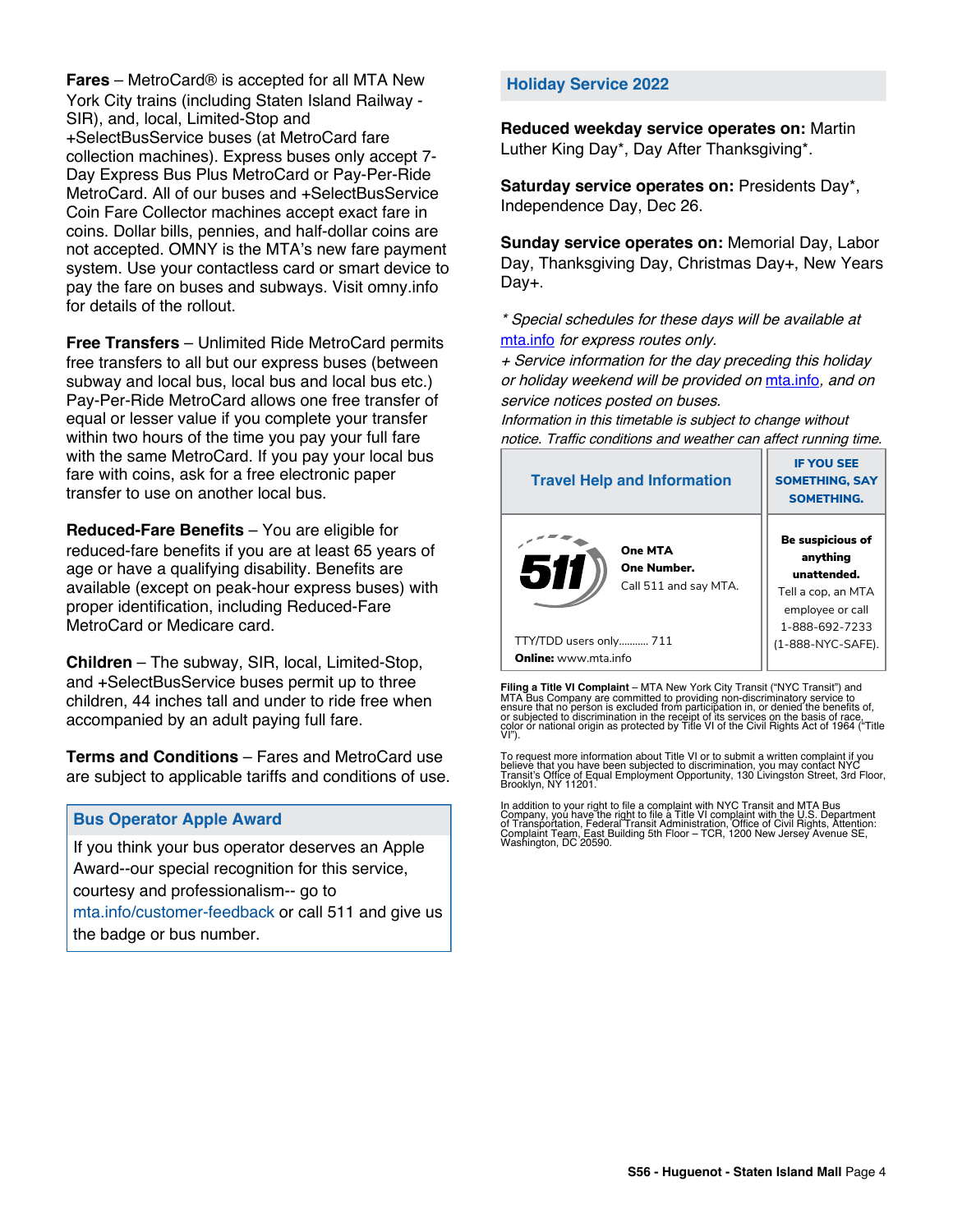**Fares** – MetroCard® is accepted for all MTA New York City trains (including Staten Island Railway - SIR), and, local, Limited-Stop and +SelectBusService buses (at MetroCard fare collection machines). Express buses only accept 7-Day Express Bus Plus MetroCard or Pay-Per-Ride MetroCard. All of our buses and +SelectBusService Coin Fare Collector machines accept exact fare in coins. Dollar bills, pennies, and half-dollar coins are not accepted. OMNY is the MTA's new fare payment system. Use your contactless card or smart device to pay the fare on buses and subways. Visit omny.info for details of the rollout.

**Free Transfers** – Unlimited Ride MetroCard permits free transfers to all but our express buses (between subway and local bus, local bus and local bus etc.) Pay-Per-Ride MetroCard allows one free transfer of equal or lesser value if you complete your transfer within two hours of the time you pay your full fare with the same MetroCard. If you pay your local bus fare with coins, ask for a free electronic paper transfer to use on another local bus.

**Reduced-Fare Benefits** – You are eligible for reduced-fare benefits if you are at least 65 years of age or have a qualifying disability. Benefits are available (except on peak-hour express buses) with proper identification, including Reduced-Fare MetroCard or Medicare card.

**Children** – The subway, SIR, local, Limited-Stop, and +SelectBusService buses permit up to three children, 44 inches tall and under to ride free when accompanied by an adult paying full fare.

**Terms and Conditions** – Fares and MetroCard use are subject to applicable tariffs and conditions of use.

## Bus Operator Apple Award

If you think your bus operator deserves an Apple Award--our special recognition for this service, courtesy and professionalism-- go to mta.info/customer-feedback or call 511 and give us the badge or bus number.

## Holiday Service 2022

**Reduced weekday service operates on:** Martin Luther King Day*, Day After Thanksgiving*.

**Saturday service operates on:** Presidents Day*, Independence Day, Dec 26.

**Sunday service operates on:** Memorial Day, Labor Day, Thanksgiving Day, Christmas Day+, New Years Day+.

*\* Special schedules for these days will be available at mta.info for express routes only.*

*+ Service information for the day preceding this holiday or holiday weekend will be provided on mta.info, and on service notices posted on buses.*

*Information in this timetable is subject to change without notice. Traffic conditions and weather can affect running time.*

## Travel Help and Information

511

**One MTA**
**One Number.**
Call 511 and say MTA.

TTY/TDD users only........... 711
**Online:** www.mta.info

## IF YOU SEE SOMETHING, SAY SOMETHING.

**Be suspicious of anything unattended.**
Tell a cop, an MTA employee or call 1-888-692-7233 (1-888-NYC-SAFE).

**Filing a Title VI Complaint** – MTA New York City Transit ("NYC Transit") and MTA Bus Company are committed to providing non-discriminatory service to ensure that no person is excluded from participation in, or denied the benefits of, or subjected to discrimination in the receipt of its services on the basis of race, color or national origin as protected by Title VI of the Civil Rights Act of 1964 ("Title VI").

To request more information about Title VI or to submit a written complaint if you believe that you have been subjected to discrimination, you may contact NYC Transit's Office of Equal Employment Opportunity, 130 Livingston Street, 3rd Floor, Brooklyn, NY 11201.

In addition to your right to file a complaint with NYC Transit and MTA Bus Company, you have the right to file a Title VI complaint with the U.S. Department of Transportation, Federal Transit Administration, Office of Civil Rights, Attention: Complaint Team, East Building 5th Floor – TCR, 1200 New Jersey Avenue SE, Washington, DC 20590.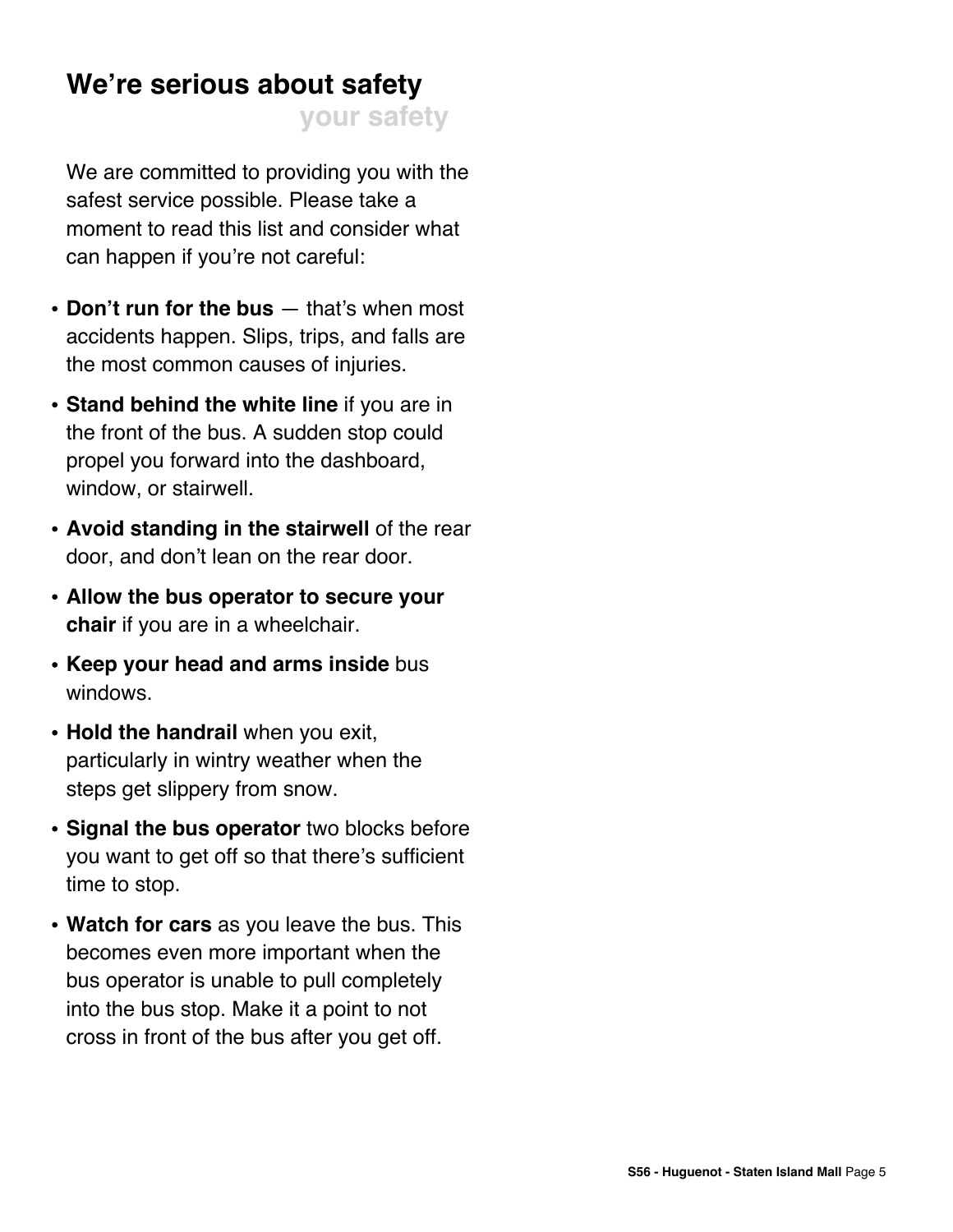# We're serious about safety

**your safety**

We are committed to providing you with the safest service possible. Please take a moment to read this list and consider what can happen if you're not careful:

- **Don't run for the bus** — that's when most accidents happen. Slips, trips, and falls are the most common causes of injuries.
- **Stand behind the white line** if you are in the front of the bus. A sudden stop could propel you forward into the dashboard, window, or stairwell.
- **Avoid standing in the stairwell** of the rear door, and don't lean on the rear door.
- **Allow the bus operator to secure your chair** if you are in a wheelchair.
- **Keep your head and arms inside** bus windows.
- **Hold the handrail** when you exit, particularly in wintry weather when the steps get slippery from snow.
- **Signal the bus operator** two blocks before you want to get off so that there's sufficient time to stop.
- **Watch for cars** as you leave the bus. This becomes even more important when the bus operator is unable to pull completely into the bus stop. Make it a point to not cross in front of the bus after you get off.